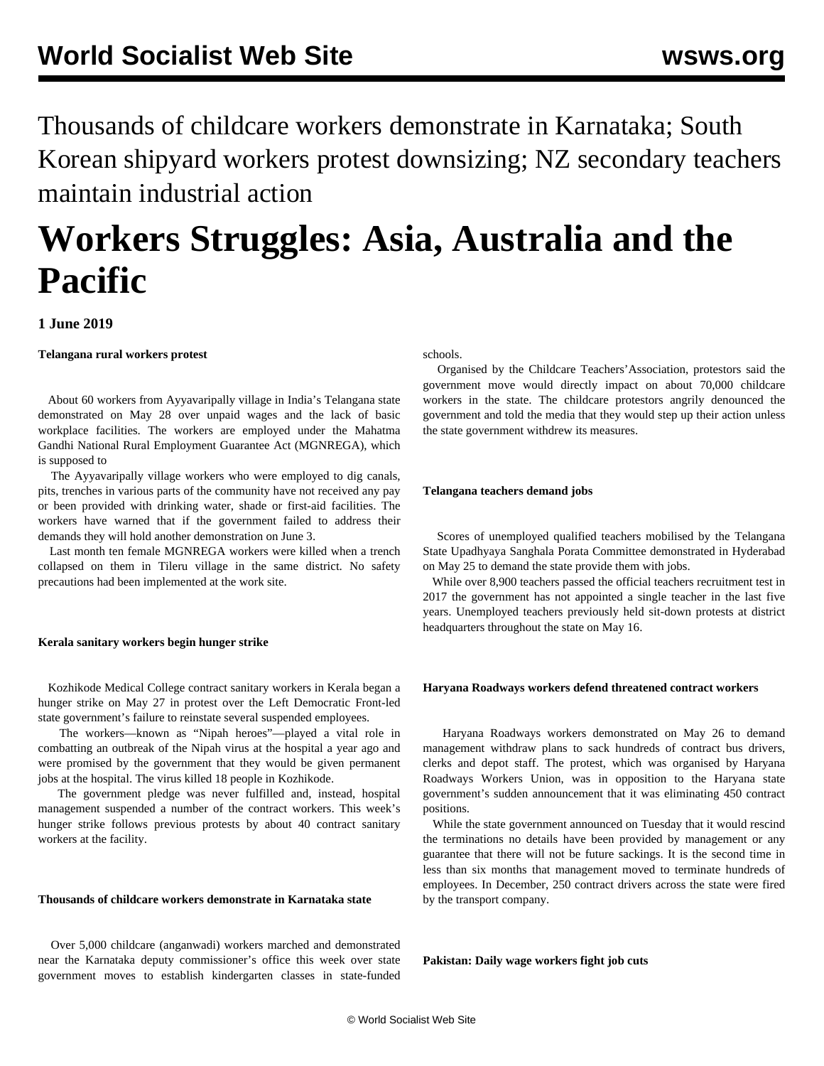Thousands of childcare workers demonstrate in Karnataka; South Korean shipyard workers protest downsizing; NZ secondary teachers maintain industrial action

# Workers Struggles: Asia, Australia and the Pacific

**1 June 2019**

**Telangana rural workers protest**

About 60 workers from Ayyavaripally village in India's Telangana state demonstrated on May 28 over unpaid wages and the lack of basic workplace facilities. The workers are employed under the Mahatma Gandhi National Rural Employment Guarantee Act (MGNREGA), which is supposed to

The Ayyavaripally village workers who were employed to dig canals, pits, trenches in various parts of the community have not received any pay or been provided with drinking water, shade or first-aid facilities. The workers have warned that if the government failed to address their demands they will hold another demonstration on June 3.

Last month ten female MGNREGA workers were killed when a trench collapsed on them in Tileru village in the same district. No safety precautions had been implemented at the work site.

**Kerala sanitary workers begin hunger strike**

Kozhikode Medical College contract sanitary workers in Kerala began a hunger strike on May 27 in protest over the Left Democratic Front-led state government's failure to reinstate several suspended employees.

The workers—known as "Nipah heroes"—played a vital role in combatting an outbreak of the Nipah virus at the hospital a year ago and were promised by the government that they would be given permanent jobs at the hospital. The virus killed 18 people in Kozhikode.

The government pledge was never fulfilled and, instead, hospital management suspended a number of the contract workers. This week's hunger strike follows previous protests by about 40 contract sanitary workers at the facility.

**Thousands of childcare workers demonstrate in Karnataka state**

Over 5,000 childcare (anganwadi) workers marched and demonstrated near the Karnataka deputy commissioner's office this week over state government moves to establish kindergarten classes in state-funded schools.

Organised by the Childcare Teachers'Association, protestors said the government move would directly impact on about 70,000 childcare workers in the state. The childcare protestors angrily denounced the government and told the media that they would step up their action unless the state government withdrew its measures.

**Telangana teachers demand jobs**

Scores of unemployed qualified teachers mobilised by the Telangana State Upadhyaya Sanghala Porata Committee demonstrated in Hyderabad on May 25 to demand the state provide them with jobs.

While over 8,900 teachers passed the official teachers recruitment test in 2017 the government has not appointed a single teacher in the last five years. Unemployed teachers previously held sit-down protests at district headquarters throughout the state on May 16.

**Haryana Roadways workers defend threatened contract workers**

Haryana Roadways workers demonstrated on May 26 to demand management withdraw plans to sack hundreds of contract bus drivers, clerks and depot staff. The protest, which was organised by Haryana Roadways Workers Union, was in opposition to the Haryana state government's sudden announcement that it was eliminating 450 contract positions.

While the state government announced on Tuesday that it would rescind the terminations no details have been provided by management or any guarantee that there will not be future sackings. It is the second time in less than six months that management moved to terminate hundreds of employees. In December, 250 contract drivers across the state were fired by the transport company.

**Pakistan: Daily wage workers fight job cuts**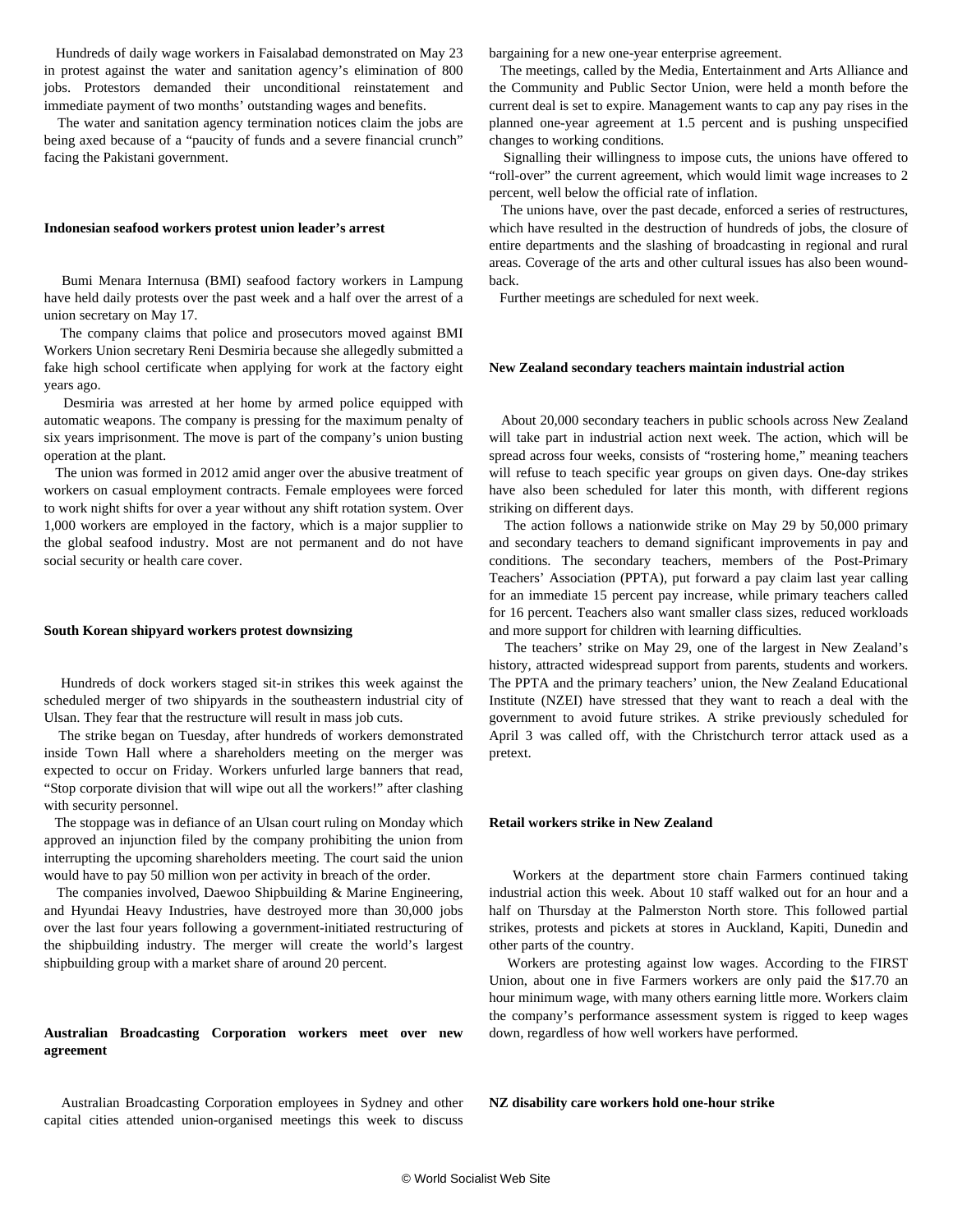Hundreds of daily wage workers in Faisalabad demonstrated on May 23 in protest against the water and sanitation agency's elimination of 800 jobs. Protestors demanded their unconditional reinstatement and immediate payment of two months' outstanding wages and benefits.

The water and sanitation agency termination notices claim the jobs are being axed because of a "paucity of funds and a severe financial crunch" facing the Pakistani government.

**Indonesian seafood workers protest union leader's arrest**

Bumi Menara Internusa (BMI) seafood factory workers in Lampung have held daily protests over the past week and a half over the arrest of a union secretary on May 17.

The company claims that police and prosecutors moved against BMI Workers Union secretary Reni Desmiria because she allegedly submitted a fake high school certificate when applying for work at the factory eight years ago.

Desmiria was arrested at her home by armed police equipped with automatic weapons. The company is pressing for the maximum penalty of six years imprisonment. The move is part of the company's union busting operation at the plant.

The union was formed in 2012 amid anger over the abusive treatment of workers on casual employment contracts. Female employees were forced to work night shifts for over a year without any shift rotation system. Over 1,000 workers are employed in the factory, which is a major supplier to the global seafood industry. Most are not permanent and do not have social security or health care cover.

**South Korean shipyard workers protest downsizing**

Hundreds of dock workers staged sit-in strikes this week against the scheduled merger of two shipyards in the southeastern industrial city of Ulsan. They fear that the restructure will result in mass job cuts.

The strike began on Tuesday, after hundreds of workers demonstrated inside Town Hall where a shareholders meeting on the merger was expected to occur on Friday. Workers unfurled large banners that read, "Stop corporate division that will wipe out all the workers!" after clashing with security personnel.

The stoppage was in defiance of an Ulsan court ruling on Monday which approved an injunction filed by the company prohibiting the union from interrupting the upcoming shareholders meeting. The court said the union would have to pay 50 million won per activity in breach of the order.

The companies involved, Daewoo Shipbuilding & Marine Engineering, and Hyundai Heavy Industries, have destroyed more than 30,000 jobs over the last four years following a government-initiated restructuring of the shipbuilding industry. The merger will create the world's largest shipbuilding group with a market share of around 20 percent.

**Australian Broadcasting Corporation workers meet over new agreement**

Australian Broadcasting Corporation employees in Sydney and other capital cities attended union-organised meetings this week to discuss bargaining for a new one-year enterprise agreement.

The meetings, called by the Media, Entertainment and Arts Alliance and the Community and Public Sector Union, were held a month before the current deal is set to expire. Management wants to cap any pay rises in the planned one-year agreement at 1.5 percent and is pushing unspecified changes to working conditions.

Signalling their willingness to impose cuts, the unions have offered to "roll-over" the current agreement, which would limit wage increases to 2 percent, well below the official rate of inflation.

The unions have, over the past decade, enforced a series of restructures, which have resulted in the destruction of hundreds of jobs, the closure of entire departments and the slashing of broadcasting in regional and rural areas. Coverage of the arts and other cultural issues has also been wound-back.

Further meetings are scheduled for next week.

**New Zealand secondary teachers maintain industrial action**

About 20,000 secondary teachers in public schools across New Zealand will take part in industrial action next week. The action, which will be spread across four weeks, consists of "rostering home," meaning teachers will refuse to teach specific year groups on given days. One-day strikes have also been scheduled for later this month, with different regions striking on different days.

The action follows a nationwide strike on May 29 by 50,000 primary and secondary teachers to demand significant improvements in pay and conditions. The secondary teachers, members of the Post-Primary Teachers' Association (PPTA), put forward a pay claim last year calling for an immediate 15 percent pay increase, while primary teachers called for 16 percent. Teachers also want smaller class sizes, reduced workloads and more support for children with learning difficulties.

The teachers' strike on May 29, one of the largest in New Zealand's history, attracted widespread support from parents, students and workers. The PPTA and the primary teachers' union, the New Zealand Educational Institute (NZEI) have stressed that they want to reach a deal with the government to avoid future strikes. A strike previously scheduled for April 3 was called off, with the Christchurch terror attack used as a pretext.

**Retail workers strike in New Zealand**

Workers at the department store chain Farmers continued taking industrial action this week. About 10 staff walked out for an hour and a half on Thursday at the Palmerston North store. This followed partial strikes, protests and pickets at stores in Auckland, Kapiti, Dunedin and other parts of the country.

Workers are protesting against low wages. According to the FIRST Union, about one in five Farmers workers are only paid the $17.70 an hour minimum wage, with many others earning little more. Workers claim the company's performance assessment system is rigged to keep wages down, regardless of how well workers have performed.

**NZ disability care workers hold one-hour strike**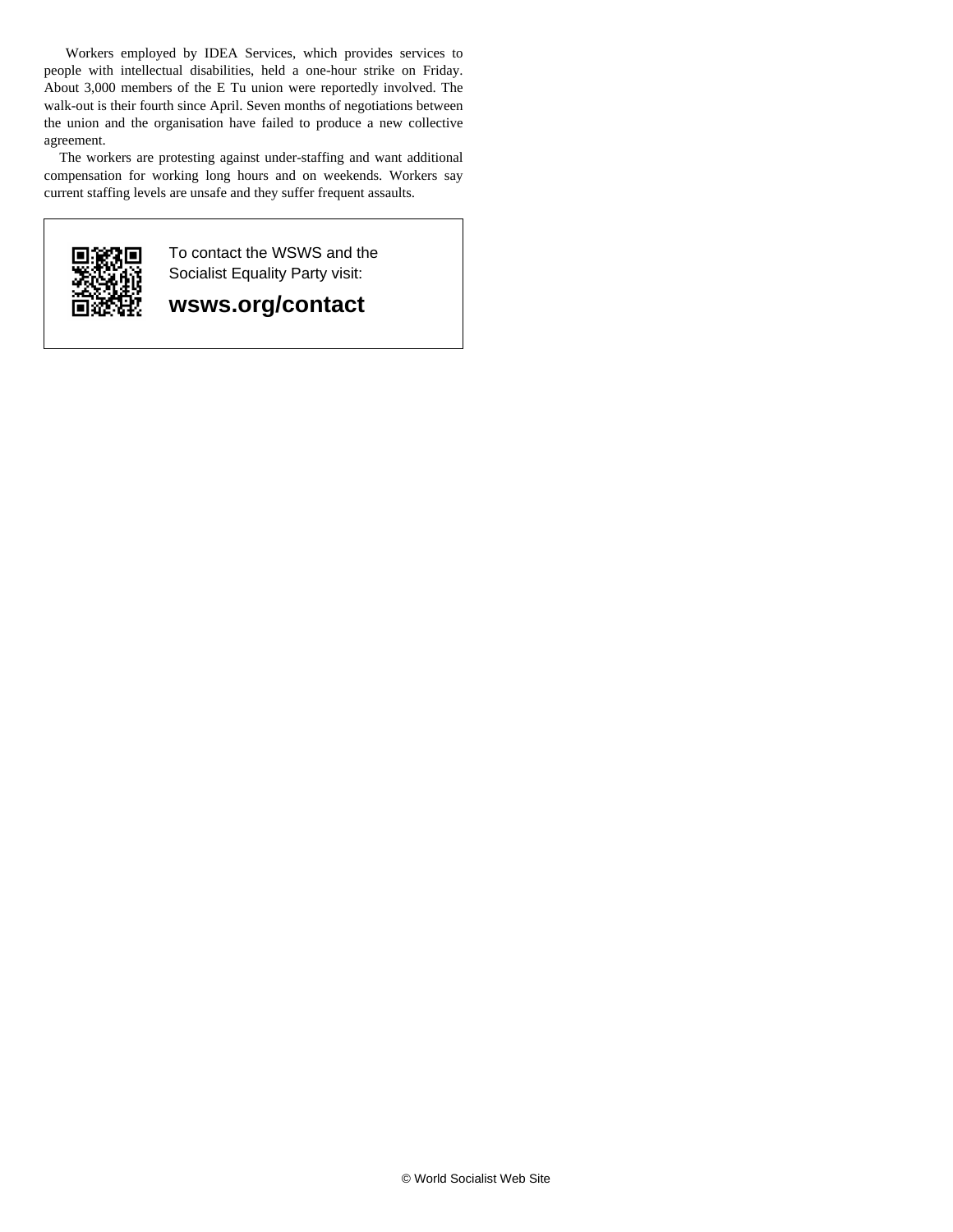Workers employed by IDEA Services, which provides services to people with intellectual disabilities, held a one-hour strike on Friday. About 3,000 members of the E Tu union were reportedly involved. The walk-out is their fourth since April. Seven months of negotiations between the union and the organisation have failed to produce a new collective agreement.

The workers are protesting against under-staffing and want additional compensation for working long hours and on weekends. Workers say current staffing levels are unsafe and they suffer frequent assaults.

To contact the WSWS and the Socialist Equality Party visit:

**wsws.org/contact**